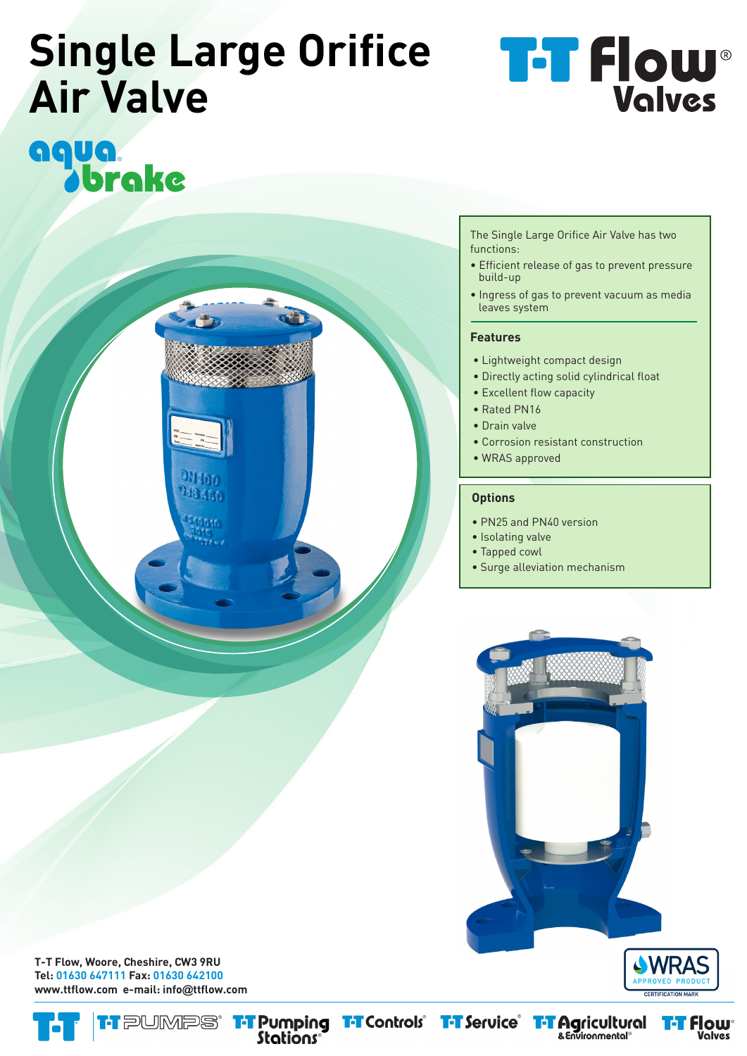# Single Large Orifice Air Valve

aqua brake

The Single Large Orifice Air Valve has two functions:

- Efficient release of gas to prevent pressure build-up
- Ingress of gas to prevent vacuum as media leaves system

### Features

- Lightweight compact design
- Directly acting solid cylindrical float
- Excellent flow capacity
- Rated PN16
- Drain valve
- Corrosion resistant construction
- WRAS approved

### Options

- PN25 and PN40 version
- Isolating valve
- Tapped cowl
- Surge alleviation mechanism

**T-T Flow, Woore, Cheshire, CW3 9RU**
**Tel:** 01630 647111 **Fax:** 01630 642100
**www.ttflow.com e-mail: info@ttflow.com**

WRAS APPROVED PRODUCT — CERTIFICATION MARK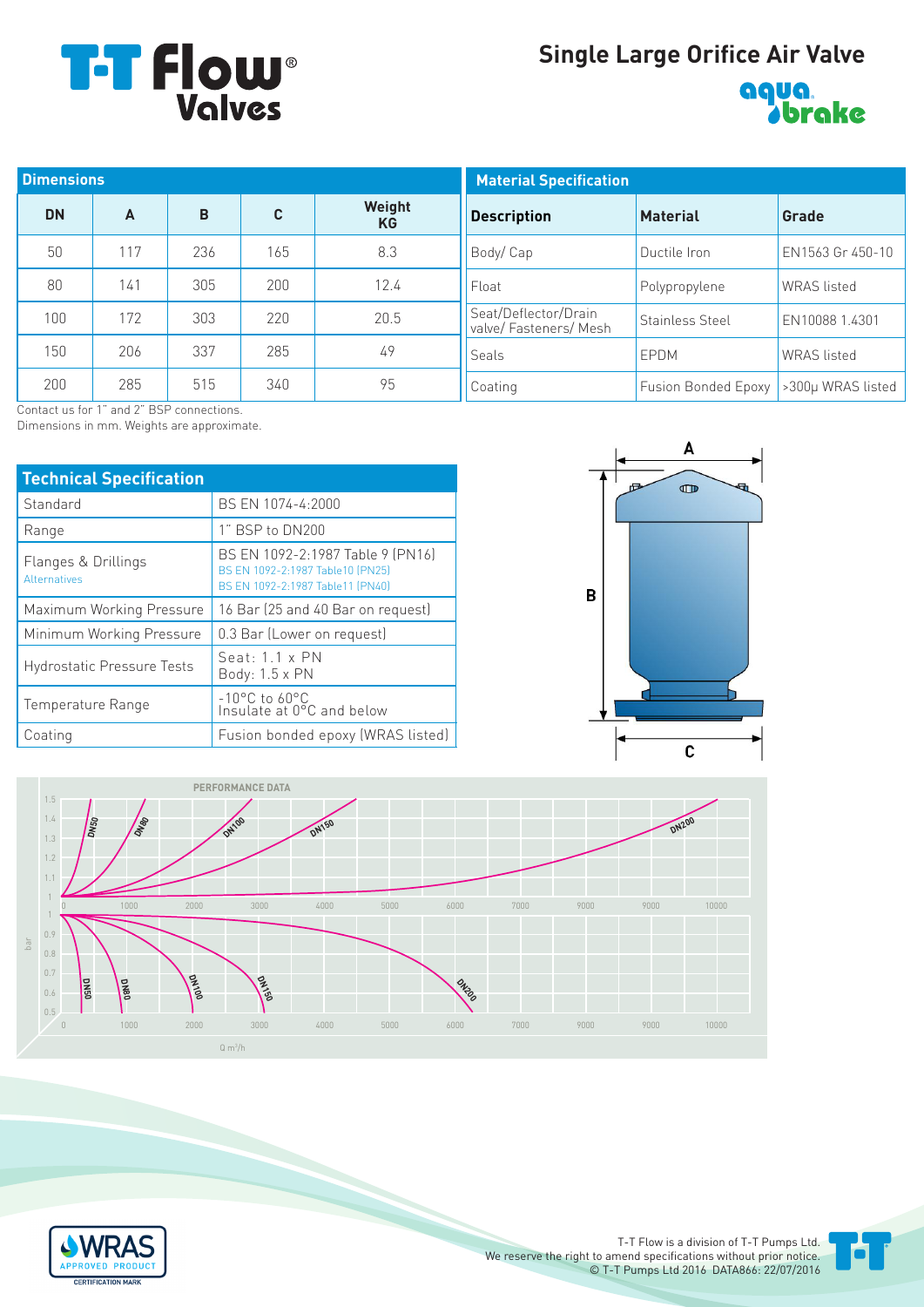# Single Large Orifice Air Valve

T-T Flow Valves

aqua brake

## Dimensions

| DN | A | B | C | Weight KG |
|---|---|---|---|---|
| 50 | 117 | 236 | 165 | 8.3 |
| 80 | 141 | 305 | 200 | 12.4 |
| 100 | 172 | 303 | 220 | 20.5 |
| 150 | 206 | 337 | 285 | 49 |
| 200 | 285 | 515 | 340 | 95 |

Contact us for 1" and 2" BSP connections.
Dimensions in mm. Weights are approximate.

## Material Specification

| Description | Material | Grade |
|---|---|---|
| Body/ Cap | Ductile Iron | EN1563 Gr 450-10 |
| Float | Polypropylene | WRAS listed |
| Seat/Deflector/Drain valve/ Fasteners/ Mesh | Stainless Steel | EN10088 1.4301 |
| Seals | EPDM | WRAS listed |
| Coating | Fusion Bonded Epoxy | >300µ WRAS listed |

## Technical Specification

| | |
|---|---|
| Standard | BS EN 1074-4:2000 |
| Range | 1" BSP to DN200 |
| Flanges & Drillings<br>Alternatives | BS EN 1092-2:1987 Table 9 (PN16)<br>BS EN 1092-2:1987 Table10 (PN25)<br>BS EN 1092-2:1987 Table11 (PN40) |
| Maximum Working Pressure | 16 Bar (25 and 40 Bar on request) |
| Minimum Working Pressure | 0.3 Bar (Lower on request) |
| Hydrostatic Pressure Tests | Seat: 1.1 x PN<br>Body: 1.5 x PN |
| Temperature Range | -10°C to 60°C<br>Insulate at 0°C and below |
| Coating | Fusion bonded epoxy (WRAS listed) |

A

B

C

PERFORMANCE DATA

1.5
1.4
1.3
1.2
1.1
1

DN50 DN80 DN100 DN150 DN200

0 1000 2000 3000 4000 5000 6000 7000 9000 9000 10000

1
0.9
0.8
0.7
0.6
0.5

bar

DN50 DN80 DN100 DN150 DN200

0 1000 2000 3000 4000 5000 6000 7000 9000 9000 10000

Q $m^3/h$

WRAS APPROVED PRODUCT CERTIFICATION MARK

T-T Flow is a division of T-T Pumps Ltd.
We reserve the right to amend specifications without prior notice.
© T-T Pumps Ltd 2016 DATA866: 22/07/2016